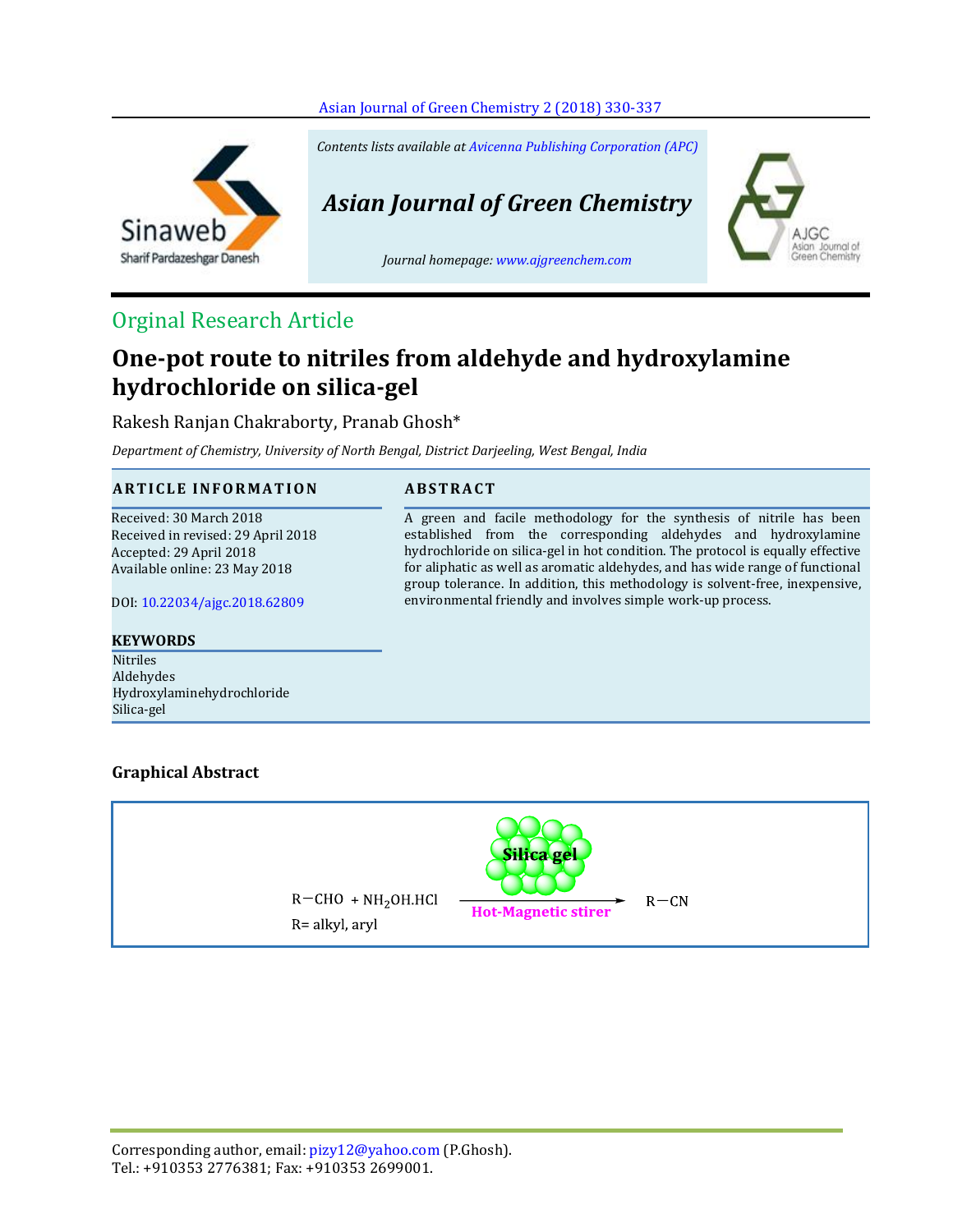Contents lists available at Avicenna Publishing Corporation (APC)

# Asian Journal of Green Chemistry

Journal homepage: www.ajgreenchem.com

Orginal Research Article

# One-pot route to nitriles from aldehyde and hydroxylamine hydrochloride on silica-gel

Rakesh Ranjan Chakraborty, Pranab Ghosh*

*Department of Chemistry, University of North Bengal, District Darjeeling, West Bengal, India*

## ARTICLE INFORMATION

Received: 30 March 2018
Received in revised: 29 April 2018
Accepted: 29 April 2018
Available online: 23 May 2018

DOI: 10.22034/ajgc.2018.62809

## KEYWORDS

Nitriles
Aldehydes
Hydroxylaminehydrochloride
Silica-gel

## ABSTRACT

A green and facile methodology for the synthesis of nitrile has been established from the corresponding aldehydes and hydroxylamine hydrochloride on silica-gel in hot condition. The protocol is equally effective for aliphatic as well as aromatic aldehydes, and has wide range of functional group tolerance. In addition, this methodology is solvent-free, inexpensive, environmental friendly and involves simple work-up process.

## Graphical Abstract

$$R{-}CHO + NH_2OH.HCl \xrightarrow[\text{Hot-Magnetic stirer}]{\text{Silica gel}} R{-}CN$$

R= alkyl, aryl

Corresponding author, email: pizy12@yahoo.com (P.Ghosh).
Tel.: +910353 2776381; Fax: +910353 2699001.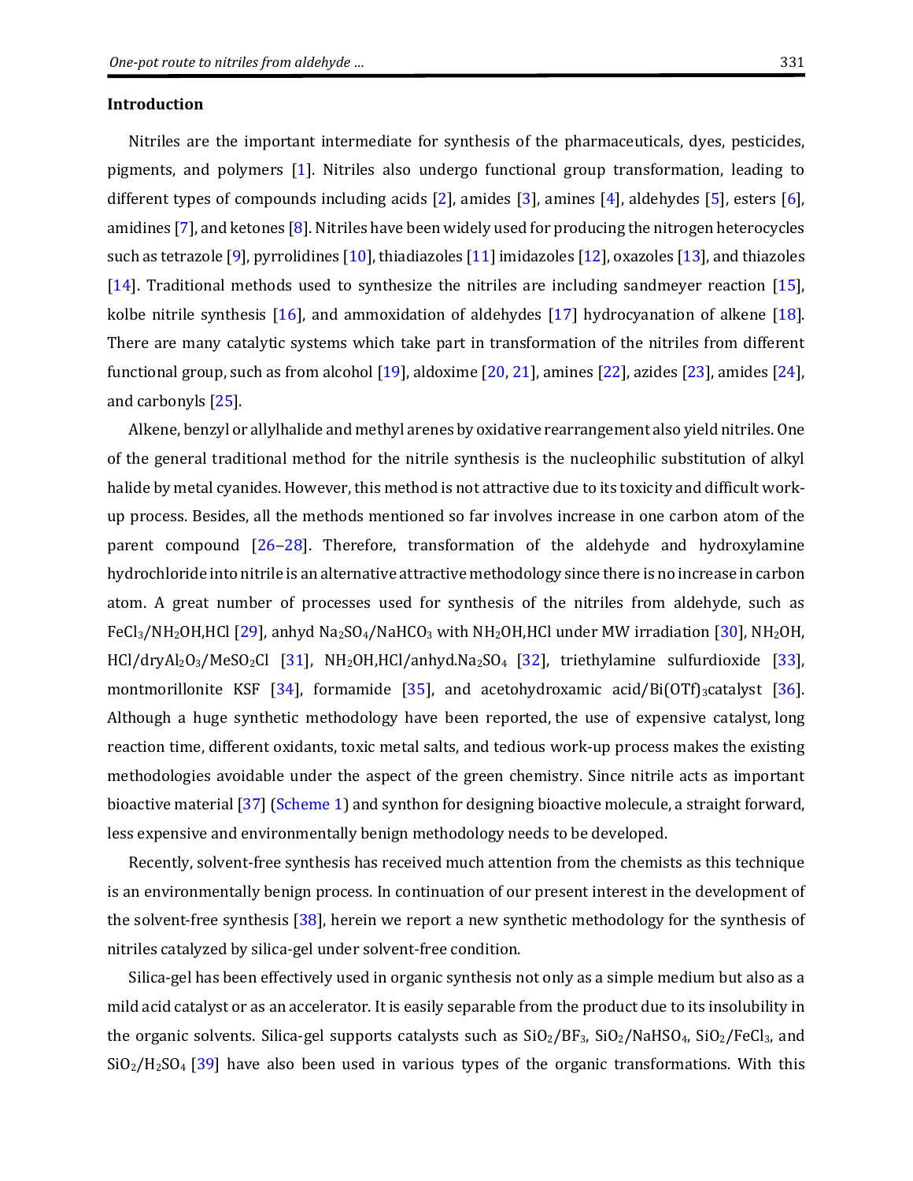## Introduction

Nitriles are the important intermediate for synthesis of the pharmaceuticals, dyes, pesticides, pigments, and polymers [1]. Nitriles also undergo functional group transformation, leading to different types of compounds including acids [2], amides [3], amines [4], aldehydes [5], esters [6], amidines [7], and ketones [8]. Nitriles have been widely used for producing the nitrogen heterocycles such as tetrazole [9], pyrrolidines [10], thiadiazoles [11] imidazoles [12], oxazoles [13], and thiazoles [14]. Traditional methods used to synthesize the nitriles are including sandmeyer reaction [15], kolbe nitrile synthesis [16], and ammoxidation of aldehydes [17] hydrocyanation of alkene [18]. There are many catalytic systems which take part in transformation of the nitriles from different functional group, such as from alcohol [19], aldoxime [20, 21], amines [22], azides [23], amides [24], and carbonyls [25].

Alkene, benzyl or allylhalide and methyl arenes by oxidative rearrangement also yield nitriles. One of the general traditional method for the nitrile synthesis is the nucleophilic substitution of alkyl halide by metal cyanides. However, this method is not attractive due to its toxicity and difficult work-up process. Besides, all the methods mentioned so far involves increase in one carbon atom of the parent compound [26–28]. Therefore, transformation of the aldehyde and hydroxylamine hydrochloride into nitrile is an alternative attractive methodology since there is no increase in carbon atom. A great number of processes used for synthesis of the nitriles from aldehyde, such as $FeCl_3/NH_2OH,HCl$ [29], anhyd $Na_2SO_4/NaHCO_3$ with $NH_2OH,HCl$ under MW irradiation [30], $NH_2OH,HCl/dryAl_2O_3/MeSO_2Cl$ [31], $NH_2OH,HCl/anhyd.Na_2SO_4$ [32], triethylamine sulfurdioxide [33], montmorillonite KSF [34], formamide [35], and acetohydroxamic acid/$Bi(OTf)_3$catalyst [36]. Although a huge synthetic methodology have been reported, the use of expensive catalyst, long reaction time, different oxidants, toxic metal salts, and tedious work-up process makes the existing methodologies avoidable under the aspect of the green chemistry. Since nitrile acts as important bioactive material [37] (Scheme 1) and synthon for designing bioactive molecule, a straight forward, less expensive and environmentally benign methodology needs to be developed.

Recently, solvent-free synthesis has received much attention from the chemists as this technique is an environmentally benign process. In continuation of our present interest in the development of the solvent-free synthesis [38], herein we report a new synthetic methodology for the synthesis of nitriles catalyzed by silica-gel under solvent-free condition.

Silica-gel has been effectively used in organic synthesis not only as a simple medium but also as a mild acid catalyst or as an accelerator. It is easily separable from the product due to its insolubility in the organic solvents. Silica-gel supports catalysts such as $SiO_2/BF_3$, $SiO_2/NaHSO_4$, $SiO_2/FeCl_3$, and $SiO_2/H_2SO_4$ [39] have also been used in various types of the organic transformations. With this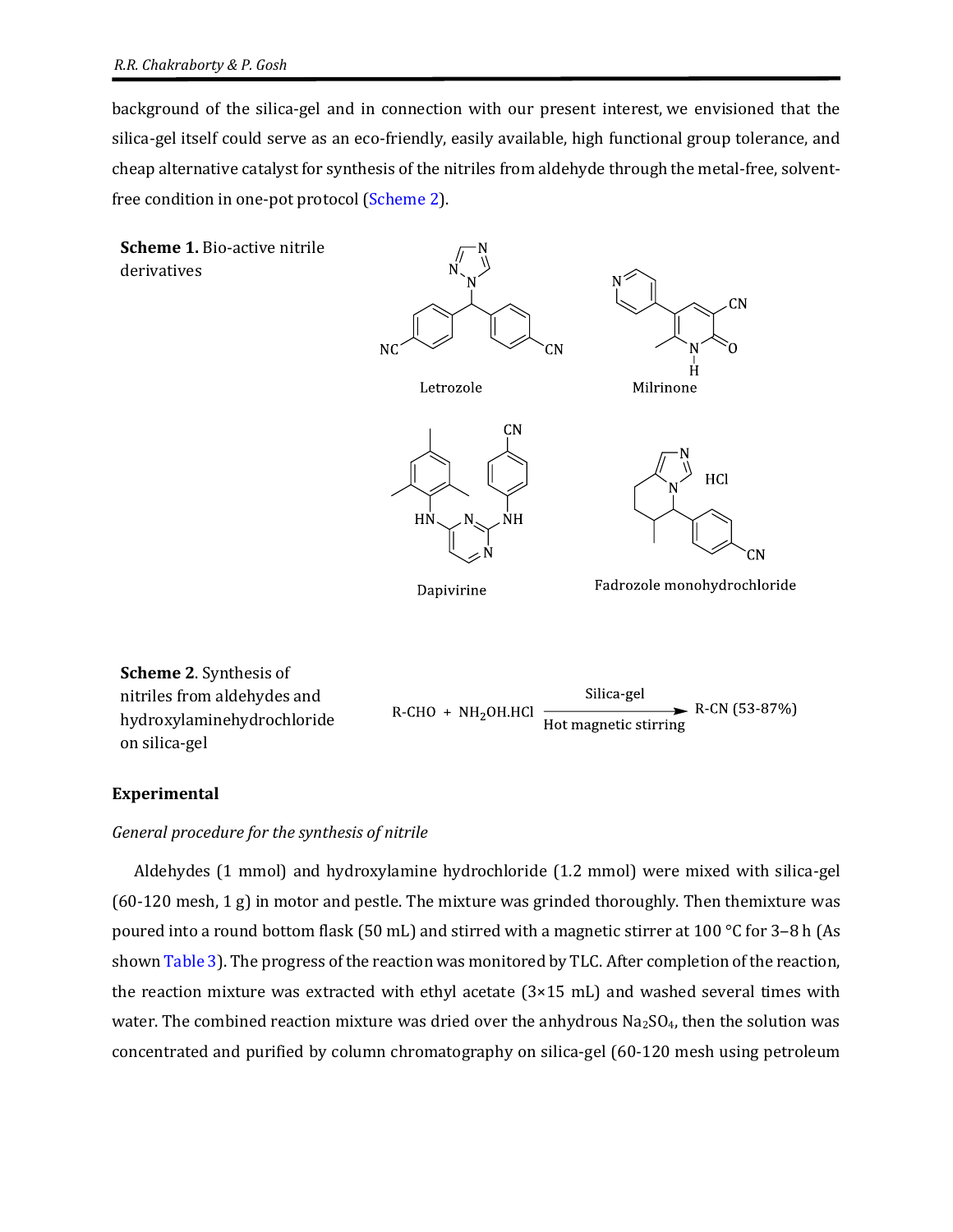background of the silica-gel and in connection with our present interest, we envisioned that the silica-gel itself could serve as an eco-friendly, easily available, high functional group tolerance, and cheap alternative catalyst for synthesis of the nitriles from aldehyde through the metal-free, solvent-free condition in one-pot protocol (Scheme 2).

**Scheme 1.** Bio-active nitrile derivatives

Letrozole

Milrinone

Dapivirine

Fadrozole monohydrochloride

**Scheme 2**. Synthesis of nitriles from aldehydes and hydroxylaminehydrochloride on silica-gel

$$\text{R-CHO} + \text{NH}_2\text{OH.HCl} \xrightarrow[\text{Hot magnetic stirring}]{\text{Silica-gel}} \text{R-CN (53-87\%)}$$

## Experimental

*General procedure for the synthesis of nitrile*

Aldehydes (1 mmol) and hydroxylamine hydrochloride (1.2 mmol) were mixed with silica-gel (60-120 mesh, 1 g) in motor and pestle. The mixture was grinded thoroughly. Then themixture was poured into a round bottom flask (50 mL) and stirred with a magnetic stirrer at 100 °C for 3–8 h (As shown Table 3). The progress of the reaction was monitored by TLC. After completion of the reaction, the reaction mixture was extracted with ethyl acetate (3×15 mL) and washed several times with water. The combined reaction mixture was dried over the anhydrous $Na_2SO_4$, then the solution was concentrated and purified by column chromatography on silica-gel (60-120 mesh using petroleum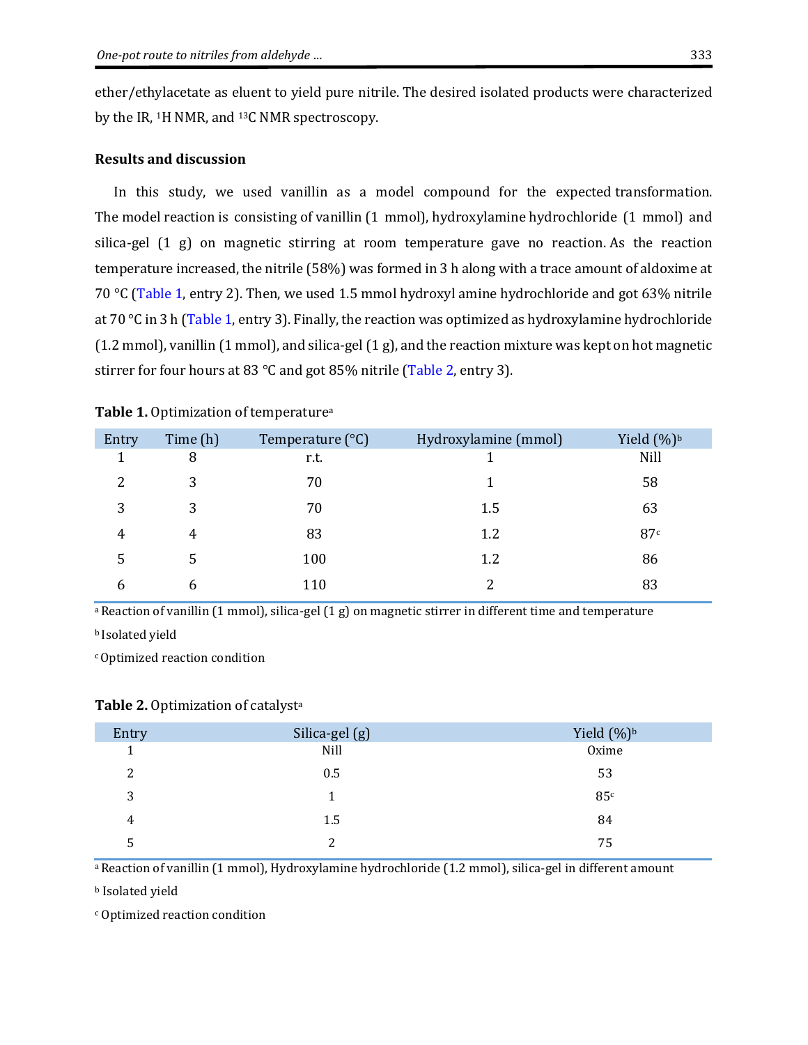ether/ethylacetate as eluent to yield pure nitrile. The desired isolated products were characterized by the IR, $^{1}$H NMR, and $^{13}$C NMR spectroscopy.

## Results and discussion

In this study, we used vanillin as a model compound for the expected transformation. The model reaction is consisting of vanillin (1 mmol), hydroxylamine hydrochloride (1 mmol) and silica-gel (1 g) on magnetic stirring at room temperature gave no reaction. As the reaction temperature increased, the nitrile (58%) was formed in 3 h along with a trace amount of aldoxime at 70 °C (Table 1, entry 2). Then, we used 1.5 mmol hydroxyl amine hydrochloride and got 63% nitrile at 70 °C in 3 h (Table 1, entry 3). Finally, the reaction was optimized as hydroxylamine hydrochloride (1.2 mmol), vanillin (1 mmol), and silica-gel (1 g), and the reaction mixture was kept on hot magnetic stirrer for four hours at 83 °C and got 85% nitrile (Table 2, entry 3).

**Table 1.** Optimization of temperature[a]

| Entry | Time (h) | Temperature (°C) | Hydroxylamine (mmol) | Yield (%)[b] |
|---|---|---|---|---|
| 1 | 8 | r.t. | 1 | Nill |
| 2 | 3 | 70 | 1 | 58 |
| 3 | 3 | 70 | 1.5 | 63 |
| 4 | 4 | 83 | 1.2 | 87[c] |
| 5 | 5 | 100 | 1.2 | 86 |
| 6 | 6 | 110 | 2 | 83 |

[a] Reaction of vanillin (1 mmol), silica-gel (1 g) on magnetic stirrer in different time and temperature

[b] Isolated yield

[c] Optimized reaction condition

**Table 2.** Optimization of catalyst[a]

| Entry | Silica-gel (g) | Yield (%)[b] |
|---|---|---|
| 1 | Nill | Oxime |
| 2 | 0.5 | 53 |
| 3 | 1 | 85[c] |
| 4 | 1.5 | 84 |
| 5 | 2 | 75 |

[a] Reaction of vanillin (1 mmol), Hydroxylamine hydrochloride (1.2 mmol), silica-gel in different amount

[b] Isolated yield

[c] Optimized reaction condition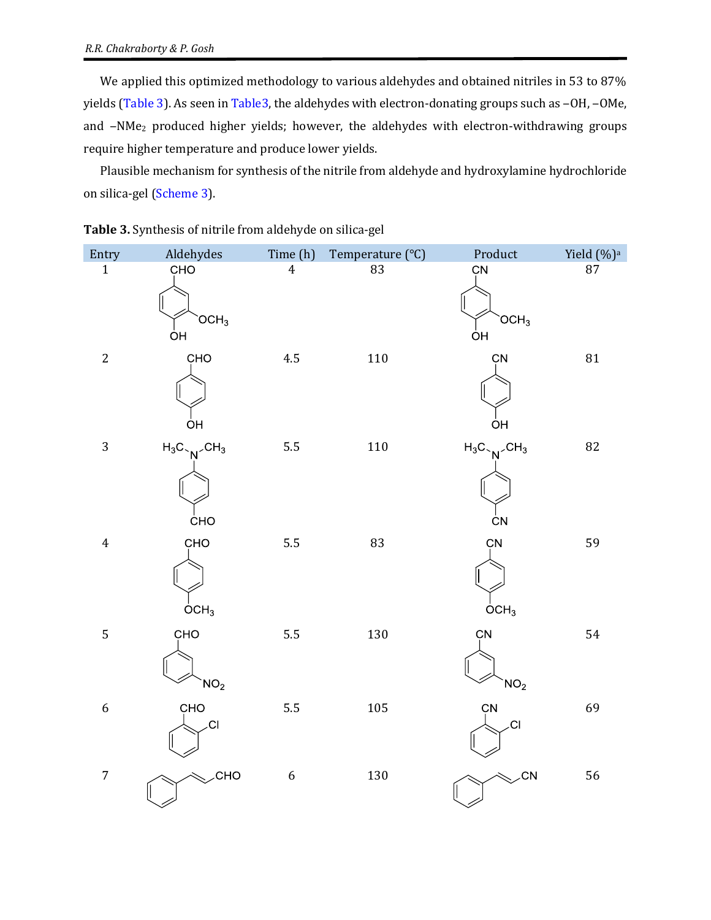We applied this optimized methodology to various aldehydes and obtained nitriles in 53 to 87% yields (Table 3). As seen in Table3, the aldehydes with electron-donating groups such as –OH, –OMe, and $-NMe_2$ produced higher yields; however, the aldehydes with electron-withdrawing groups require higher temperature and produce lower yields.

Plausible mechanism for synthesis of the nitrile from aldehyde and hydroxylamine hydrochloride on silica-gel (Scheme 3).

**Table 3.** Synthesis of nitrile from aldehyde on silica-gel

| Entry | Aldehydes | Time (h) | Temperature (°C) | Product | Yield (%)[a] |
|---|---|---|---|---|---|
| 1 | 4-hydroxy-3-methoxybenzaldehyde (CHO, $OCH_3$, OH) | 4 | 83 | 4-hydroxy-3-methoxybenzonitrile (CN, $OCH_3$, OH) | 87 |
| 2 | 4-hydroxybenzaldehyde (CHO, OH) | 4.5 | 110 | 4-hydroxybenzonitrile (CN, OH) | 81 |
| 3 | 4-(dimethylamino)benzaldehyde ($H_3C$-N-$CH_3$, CHO) | 5.5 | 110 | 4-(dimethylamino)benzonitrile ($H_3C$-N-$CH_3$, CN) | 82 |
| 4 | 4-methoxybenzaldehyde (CHO, $OCH_3$) | 5.5 | 83 | 4-methoxybenzonitrile (CN, $OCH_3$) | 59 |
| 5 | 3-nitrobenzaldehyde (CHO, $NO_2$) | 5.5 | 130 | 3-nitrobenzonitrile (CN, $NO_2$) | 54 |
| 6 | 2-chlorobenzaldehyde (CHO, Cl) | 5.5 | 105 | 2-chlorobenzonitrile (CN, Cl) | 69 |
| 7 | cinnamaldehyde (Ph-CH=CH-CHO) | 6 | 130 | cinnamonitrile (Ph-CH=CH-CN) | 56 |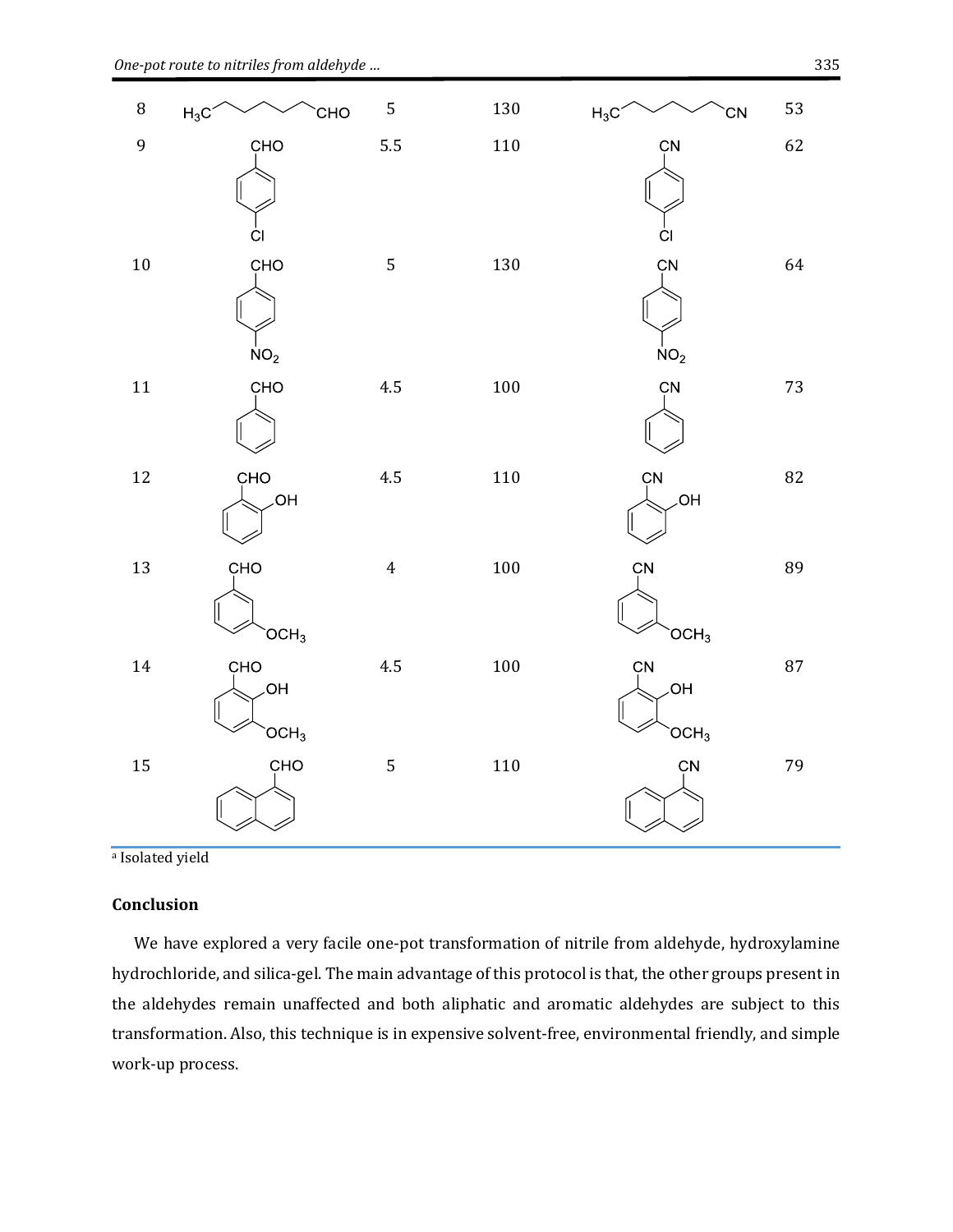| Entry | Aldehyde | Time | Temp | Nitrile | Yield[a] |
|---|---|---|---|---|---|
| 8 | $H_3C(CH_2)_5CHO$ | 5 | 130 | $H_3C(CH_2)_5CN$ | 53 |
| 9 | 4-Chlorobenzaldehyde | 5.5 | 110 | 4-Chlorobenzonitrile | 62 |
| 10 | 4-Nitrobenzaldehyde | 5 | 130 | 4-Nitrobenzonitrile | 64 |
| 11 | Benzaldehyde | 4.5 | 100 | Benzonitrile | 73 |
| 12 | 2-Hydroxybenzaldehyde | 4.5 | 110 | 2-Hydroxybenzonitrile | 82 |
| 13 | 3-Methoxybenzaldehyde | 4 | 100 | 3-Methoxybenzonitrile | 89 |
| 14 | 2-Hydroxy-3-methoxybenzaldehyde | 4.5 | 100 | 2-Hydroxy-3-methoxybenzonitrile | 87 |
| 15 | 1-Naphthaldehyde | 5 | 110 | 1-Naphthonitrile | 79 |

[a] Isolated yield

## Conclusion

We have explored a very facile one-pot transformation of nitrile from aldehyde, hydroxylamine hydrochloride, and silica-gel. The main advantage of this protocol is that, the other groups present in the aldehydes remain unaffected and both aliphatic and aromatic aldehydes are subject to this transformation. Also, this technique is in expensive solvent-free, environmental friendly, and simple work-up process.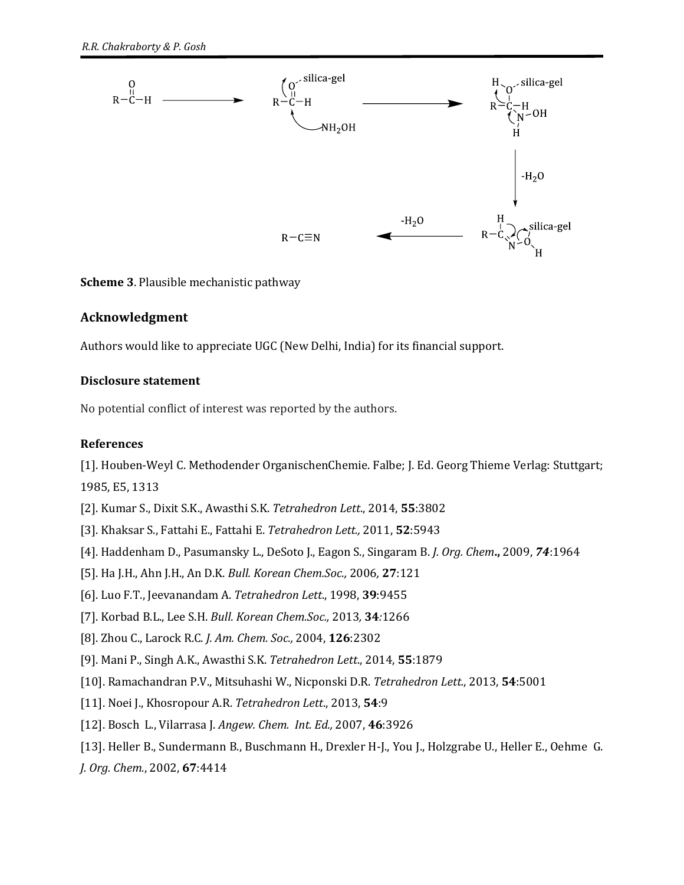**Scheme 3**. Plausible mechanistic pathway

## Acknowledgment

Authors would like to appreciate UGC (New Delhi, India) for its financial support.

### Disclosure statement

No potential conflict of interest was reported by the authors.

### References

[1]. Houben-Weyl C. Methodender OrganischenChemie. Falbe; J. Ed. Georg Thieme Verlag: Stuttgart; 1985, E5, 1313

[2]. Kumar S., Dixit S.K., Awasthi S.K. *Tetrahedron Lett.*, 2014, **55**:3802

[3]. Khaksar S., Fattahi E., Fattahi E. *Tetrahedron Lett.,* 2011, **52**:5943

[4]. Haddenham D., Pasumansky L., DeSoto J., Eagon S., Singaram B. *J. Org. Chem*.**,** 2009, ***74***:1964

[5]. Ha J.H., Ahn J.H., An D.K. *Bull. Korean Chem.Soc.,* 2006*,* **27**:121

[6]. Luo F.T., Jeevanandam A. *Tetrahedron Lett.*, 1998, **39**:9455

[7]. Korbad B.L., Lee S.H. *Bull. Korean Chem.Soc.,* 2013*,* **34***:*1266

[8]. Zhou C., Larock R.C. *J. Am. Chem. Soc.,* 2004, **126**:2302

[9]. Mani P., Singh A.K., Awasthi S.K. *Tetrahedron Lett*., 2014, **55**:1879

[10]. Ramachandran P.V., Mitsuhashi W., Nicponski D.R. *Tetrahedron Lett*., 2013, **54**:5001

[11]. Noei J., Khosropour A.R. *Tetrahedron Lett*., 2013, **54**:9

[12]. Bosch L., Vilarrasa J. *Angew. Chem. Int. Ed.,* 2007, **46**:3926

[13]. Heller B., Sundermann B., Buschmann H., Drexler H-J., You J., Holzgrabe U., Heller E., Oehme G. *J. Org. Chem.*, 2002, **67**:4414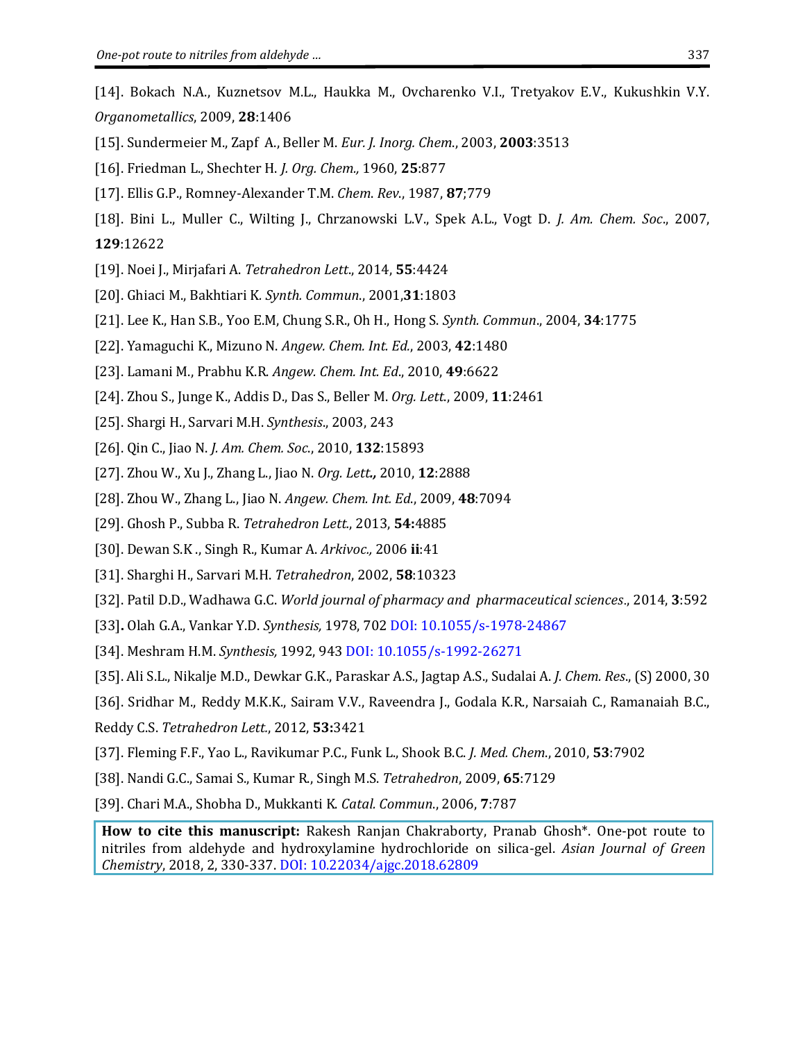[14]. Bokach N.A., Kuznetsov M.L., Haukka M., Ovcharenko V.I., Tretyakov E.V., Kukushkin V.Y. *Organometallics*, 2009, **28**:1406

[15]. Sundermeier M., Zapf A., Beller M. *Eur. J. Inorg. Chem.*, 2003, **2003**:3513

[16]. Friedman L., Shechter H. *J. Org. Chem.,* 1960, **25**:877

[17]. Ellis G.P., Romney-Alexander T.M. *Chem. Rev.*, 1987, **87**;779

[18]. Bini L., Muller C., Wilting J., Chrzanowski L.V., Spek A.L., Vogt D. *J. Am. Chem. Soc.*, 2007, **129**:12622

[19]. Noei J., Mirjafari A. *Tetrahedron Lett.*, 2014, **55**:4424

[20]. Ghiaci M., Bakhtiari K. *Synth. Commun.*, 2001,**31**:1803

[21]. Lee K., Han S.B., Yoo E.M, Chung S.R., Oh H., Hong S. *Synth. Commun.*, 2004, **34**:1775

[22]. Yamaguchi K., Mizuno N. *Angew. Chem. Int. Ed.*, 2003, **42**:1480

[23]. Lamani M., Prabhu K.R. *Angew. Chem. Int. Ed.*, 2010, **49**:6622

[24]. Zhou S., Junge K., Addis D., Das S., Beller M. *Org. Lett.*, 2009, **11**:2461

[25]. Shargi H., Sarvari M.H. *Synthesis*., 2003, 243

[26]. Qin C., Jiao N. *J. Am. Chem. Soc.*, 2010, **132**:15893

[27]. Zhou W., Xu J., Zhang L., Jiao N. *Org. Lett.,* 2010, **12**:2888

[28]. Zhou W., Zhang L., Jiao N. *Angew. Chem. Int. Ed.*, 2009, **48**:7094

[29]. Ghosh P., Subba R. *Tetrahedron Lett.*, 2013, **54:**4885

[30]. Dewan S.K ., Singh R., Kumar A. *Arkivoc.,* 2006 **ii**:41

[31]. Sharghi H., Sarvari M.H. *Tetrahedron*, 2002, **58**:10323

[32]. Patil D.D., Wadhawa G.C. *World journal of pharmacy and pharmaceutical sciences*., 2014, **3**:592

[33]**.** Olah G.A., Vankar Y.D. *Synthesis,* 1978, 702 DOI: 10.1055/s-1978-24867

[34]. Meshram H.M. *Synthesis,* 1992, 943 DOI: 10.1055/s-1992-26271

[35]. Ali S.L., Nikalje M.D., Dewkar G.K., Paraskar A.S., Jagtap A.S., Sudalai A. *J. Chem. Res.*, (S) 2000, 30

[36]. Sridhar M., Reddy M.K.K., Sairam V.V., Raveendra J., Godala K.R., Narsaiah C., Ramanaiah B.C., Reddy C.S. *Tetrahedron Lett.*, 2012, **53:**3421

[37]. Fleming F.F., Yao L., Ravikumar P.C., Funk L., Shook B.C. *J. Med. Chem.*, 2010, **53**:7902

[38]. Nandi G.C., Samai S., Kumar R., Singh M.S. *Tetrahedron*, 2009, **65**:7129

[39]. Chari M.A., Shobha D., Mukkanti K. *Catal. Commun.*, 2006, **7**:787

**How to cite this manuscript:** Rakesh Ranjan Chakraborty, Pranab Ghosh*. One-pot route to nitriles from aldehyde and hydroxylamine hydrochloride on silica-gel. *Asian Journal of Green Chemistry*, 2018, 2, 330-337. DOI: 10.22034/ajgc.2018.62809